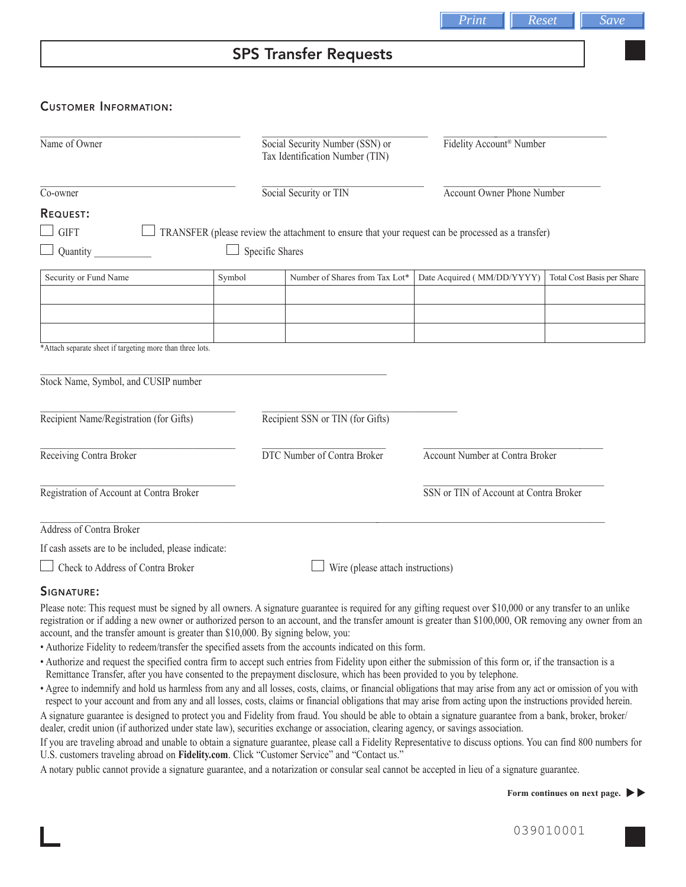# SPS Transfer Requests

## Customer Information:

Name of Owner

Social Security Number (SSN) or Tax Identification Number (TIN)

Fidelity Account® Number

Co-owner

Social Security or TIN

Account Owner Phone Number

## Request:

☐ GIFT ☐ TRANSFER (please review the attachment to ensure that your request can be processed as a transfer)

☐ Quantity ___________ ☐ Specific Shares

| Security or Fund Name | Symbol | Number of Shares from Tax Lot* | Date Acquired ( MM/DD/YYYY) | Total Cost Basis per Share |
|---|---|---|---|---|
| | | | | |
| | | | | |
| | | | | |

*Attach separate sheet if targeting more than three lots.

Stock Name, Symbol, and CUSIP number

Recipient Name/Registration (for Gifts)

Recipient SSN or TIN (for Gifts)

Receiving Contra Broker

DTC Number of Contra Broker

Account Number at Contra Broker

Registration of Account at Contra Broker

SSN or TIN of Account at Contra Broker

Address of Contra Broker

If cash assets are to be included, please indicate:

☐ Check to Address of Contra Broker ☐ Wire (please attach instructions)

## Signature:

Please note: This request must be signed by all owners. A signature guarantee is required for any gifting request over $10,000 or any transfer to an unlike registration or if adding a new owner or authorized person to an account, and the transfer amount is greater than $100,000, OR removing any owner from an account, and the transfer amount is greater than $10,000. By signing below, you:

- Authorize Fidelity to redeem/transfer the specified assets from the accounts indicated on this form.
- Authorize and request the specified contra firm to accept such entries from Fidelity upon either the submission of this form or, if the transaction is a Remittance Transfer, after you have consented to the prepayment disclosure, which has been provided to you by telephone.
- Agree to indemnify and hold us harmless from any and all losses, costs, claims, or financial obligations that may arise from any act or omission of you with respect to your account and from any and all losses, costs, claims or financial obligations that may arise from acting upon the instructions provided herein.

A signature guarantee is designed to protect you and Fidelity from fraud. You should be able to obtain a signature guarantee from a bank, broker, broker/dealer, credit union (if authorized under state law), securities exchange or association, clearing agency, or savings association.

If you are traveling abroad and unable to obtain a signature guarantee, please call a Fidelity Representative to discuss options. You can find 800 numbers for U.S. customers traveling abroad on **Fidelity.com**. Click "Customer Service" and "Contact us."

A notary public cannot provide a signature guarantee, and a notarization or consular seal cannot be accepted in lieu of a signature guarantee.

**Form continues on next page.** ▶▶

039010001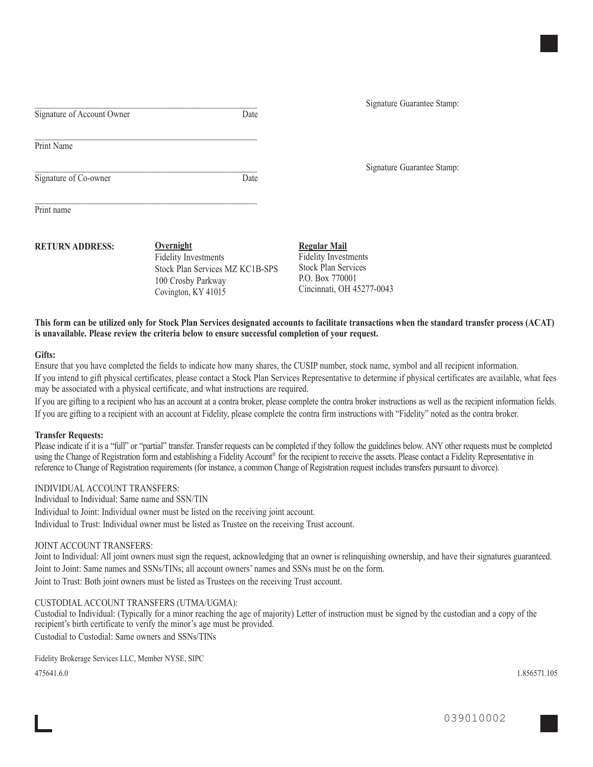Signature of Account Owner Date

Signature Guarantee Stamp:

Print Name

Signature of Co-owner Date

Signature Guarantee Stamp:

Print name

**RETURN ADDRESS:**

**Overnight**
Fidelity Investments
Stock Plan Services MZ KC1B-SPS
100 Crosby Parkway
Covington, KY 41015

**Regular Mail**
Fidelity Investments
Stock Plan Services
P.O. Box 770001
Cincinnati, OH 45277-0043

**This form can be utilized only for Stock Plan Services designated accounts to facilitate transactions when the standard transfer process (ACAT) is unavailable. Please review the criteria below to ensure successful completion of your request.**

**Gifts:**

Ensure that you have completed the fields to indicate how many shares, the CUSIP number, stock name, symbol and all recipient information.

If you intend to gift physical certificates, please contact a Stock Plan Services Representative to determine if physical certificates are available, what fees may be associated with a physical certificate, and what instructions are required.

If you are gifting to a recipient who has an account at a contra broker, please complete the contra broker instructions as well as the recipient information fields.

If you are gifting to a recipient with an account at Fidelity, please complete the contra firm instructions with "Fidelity" noted as the contra broker.

**Transfer Requests:**

Please indicate if it is a "full" or "partial" transfer. Transfer requests can be completed if they follow the guidelines below. ANY other requests must be completed using the Change of Registration form and establishing a Fidelity Account® for the recipient to receive the assets. Please contact a Fidelity Representative in reference to Change of Registration requirements (for instance, a common Change of Registration request includes transfers pursuant to divorce).

INDIVIDUAL ACCOUNT TRANSFERS:

Individual to Individual: Same name and SSN/TIN

Individual to Joint: Individual owner must be listed on the receiving joint account.

Individual to Trust: Individual owner must be listed as Trustee on the receiving Trust account.

JOINT ACCOUNT TRANSFERS:

Joint to Individual: All joint owners must sign the request, acknowledging that an owner is relinquishing ownership, and have their signatures guaranteed.

Joint to Joint: Same names and SSNs/TINs; all account owners' names and SSNs must be on the form.

Joint to Trust: Both joint owners must be listed as Trustees on the receiving Trust account.

CUSTODIAL ACCOUNT TRANSFERS (UTMA/UGMA):

Custodial to Individual: (Typically for a minor reaching the age of majority) Letter of instruction must be signed by the custodian and a copy of the recipient's birth certificate to verify the minor's age must be provided.

Custodial to Custodial: Same owners and SSNs/TINs

Fidelity Brokerage Services LLC, Member NYSE, SIPC

475641.6.0 1.856571.105

039010002